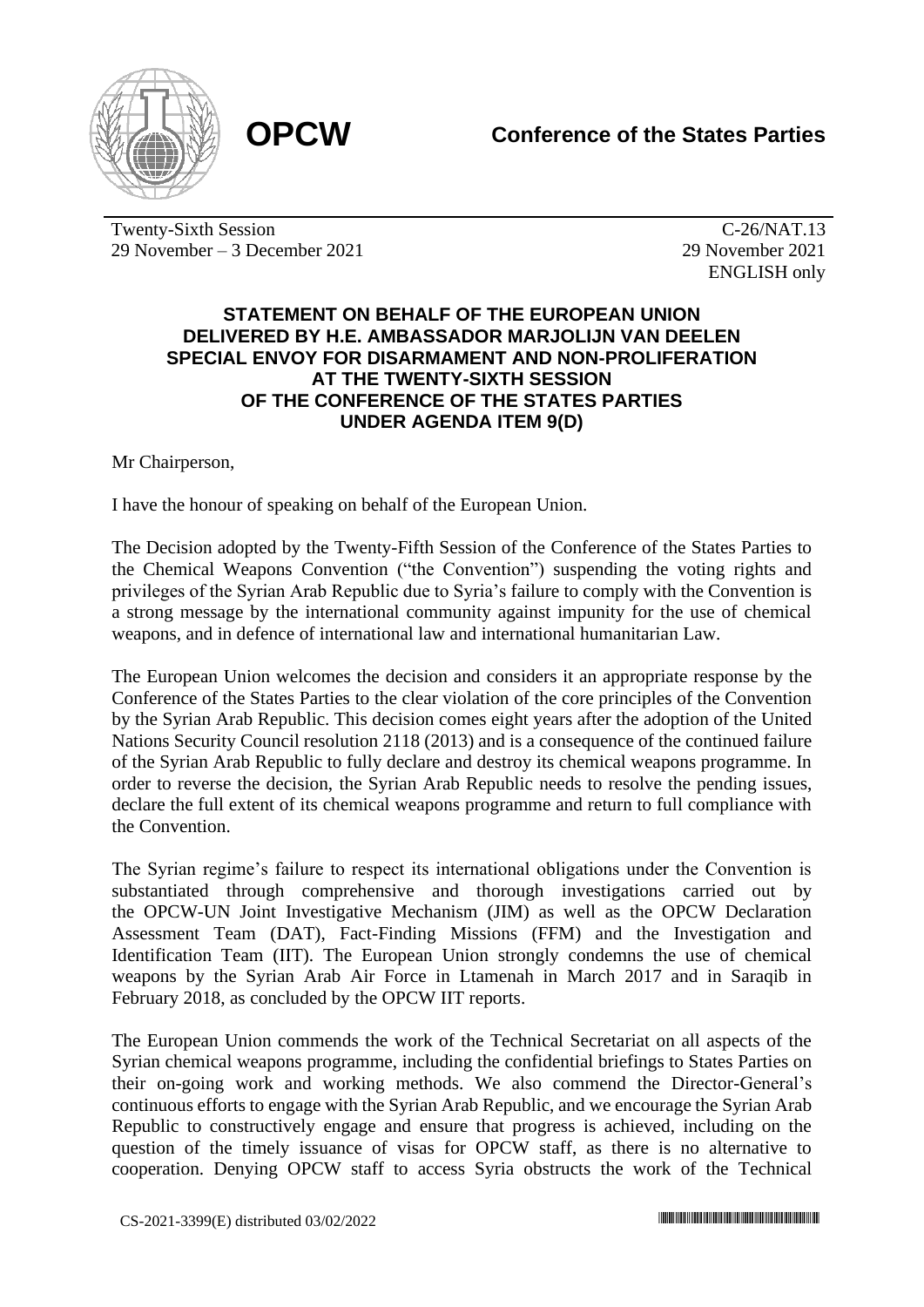**OPCW** **Conference of the States Parties**

Twenty-Sixth Session
29 November – 3 December 2021

C-26/NAT.13
29 November 2021
ENGLISH only

## STATEMENT ON BEHALF OF THE EUROPEAN UNION DELIVERED BY H.E. AMBASSADOR MARJOLIJN VAN DEELEN SPECIAL ENVOY FOR DISARMAMENT AND NON-PROLIFERATION AT THE TWENTY-SIXTH SESSION OF THE CONFERENCE OF THE STATES PARTIES UNDER AGENDA ITEM 9(D)

Mr Chairperson,

I have the honour of speaking on behalf of the European Union.

The Decision adopted by the Twenty-Fifth Session of the Conference of the States Parties to the Chemical Weapons Convention ("the Convention") suspending the voting rights and privileges of the Syrian Arab Republic due to Syria's failure to comply with the Convention is a strong message by the international community against impunity for the use of chemical weapons, and in defence of international law and international humanitarian Law.

The European Union welcomes the decision and considers it an appropriate response by the Conference of the States Parties to the clear violation of the core principles of the Convention by the Syrian Arab Republic. This decision comes eight years after the adoption of the United Nations Security Council resolution 2118 (2013) and is a consequence of the continued failure of the Syrian Arab Republic to fully declare and destroy its chemical weapons programme. In order to reverse the decision, the Syrian Arab Republic needs to resolve the pending issues, declare the full extent of its chemical weapons programme and return to full compliance with the Convention.

The Syrian regime's failure to respect its international obligations under the Convention is substantiated through comprehensive and thorough investigations carried out by the OPCW-UN Joint Investigative Mechanism (JIM) as well as the OPCW Declaration Assessment Team (DAT), Fact-Finding Missions (FFM) and the Investigation and Identification Team (IIT). The European Union strongly condemns the use of chemical weapons by the Syrian Arab Air Force in Ltamenah in March 2017 and in Saraqib in February 2018, as concluded by the OPCW IIT reports.

The European Union commends the work of the Technical Secretariat on all aspects of the Syrian chemical weapons programme, including the confidential briefings to States Parties on their on-going work and working methods. We also commend the Director-General's continuous efforts to engage with the Syrian Arab Republic, and we encourage the Syrian Arab Republic to constructively engage and ensure that progress is achieved, including on the question of the timely issuance of visas for OPCW staff, as there is no alternative to cooperation. Denying OPCW staff to access Syria obstructs the work of the Technical

CS-2021-3399(E) distributed 03/02/2022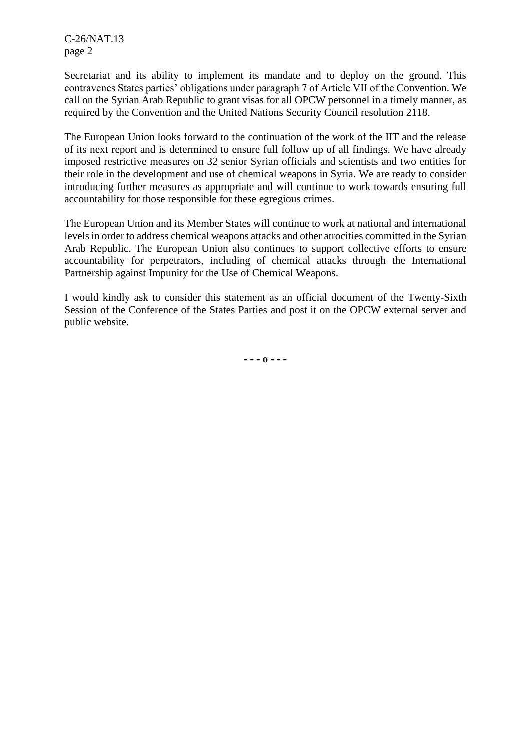Secretariat and its ability to implement its mandate and to deploy on the ground. This contravenes States parties' obligations under paragraph 7 of Article VII of the Convention. We call on the Syrian Arab Republic to grant visas for all OPCW personnel in a timely manner, as required by the Convention and the United Nations Security Council resolution 2118.

The European Union looks forward to the continuation of the work of the IIT and the release of its next report and is determined to ensure full follow up of all findings. We have already imposed restrictive measures on 32 senior Syrian officials and scientists and two entities for their role in the development and use of chemical weapons in Syria. We are ready to consider introducing further measures as appropriate and will continue to work towards ensuring full accountability for those responsible for these egregious crimes.

The European Union and its Member States will continue to work at national and international levels in order to address chemical weapons attacks and other atrocities committed in the Syrian Arab Republic. The European Union also continues to support collective efforts to ensure accountability for perpetrators, including of chemical attacks through the International Partnership against Impunity for the Use of Chemical Weapons.

I would kindly ask to consider this statement as an official document of the Twenty-Sixth Session of the Conference of the States Parties and post it on the OPCW external server and public website.

**- - - o - - -**